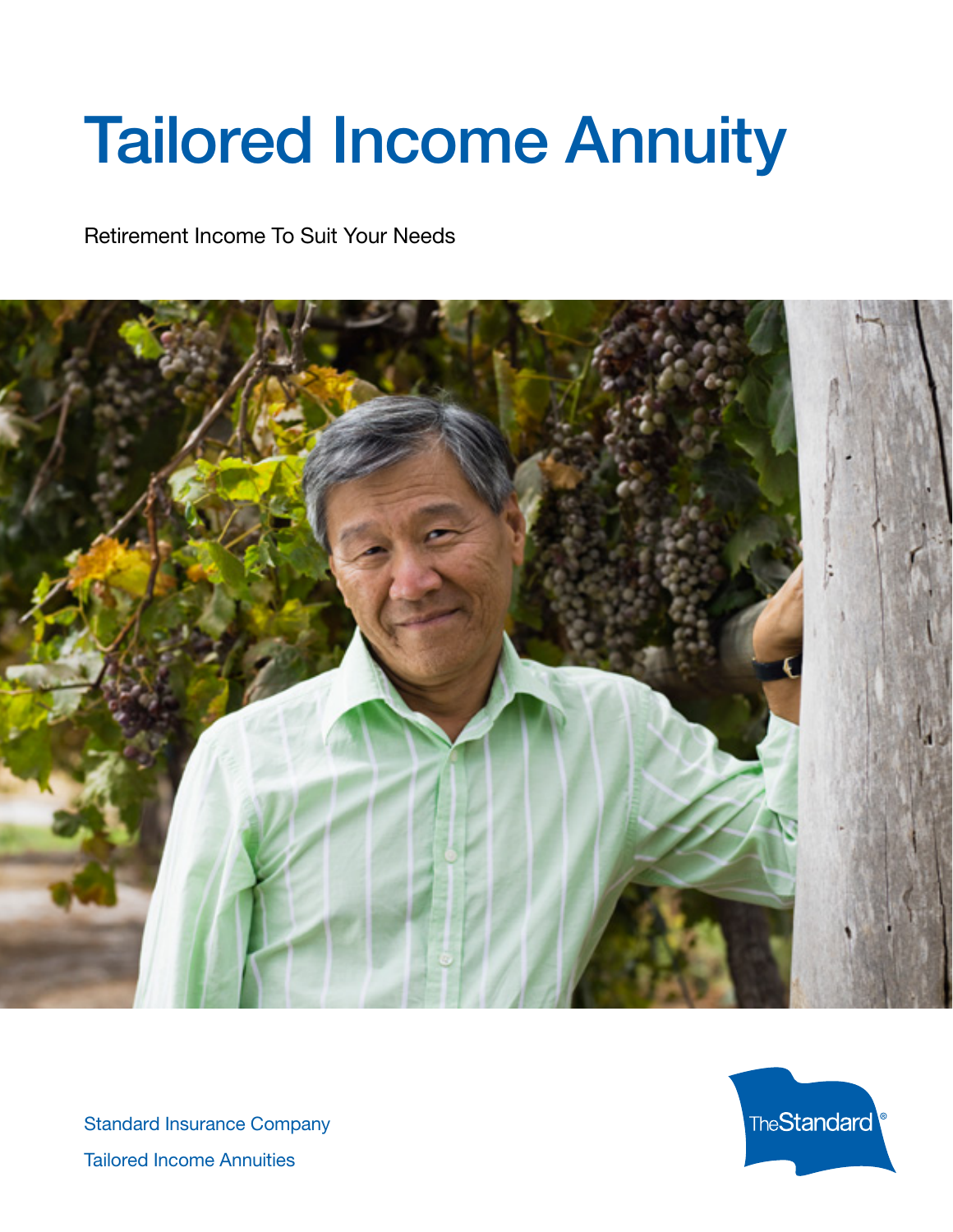# Tailored Income Annuity

Retirement Income To Suit Your Needs

Standard Insurance Company

Tailored Income Annuities

TheStandard®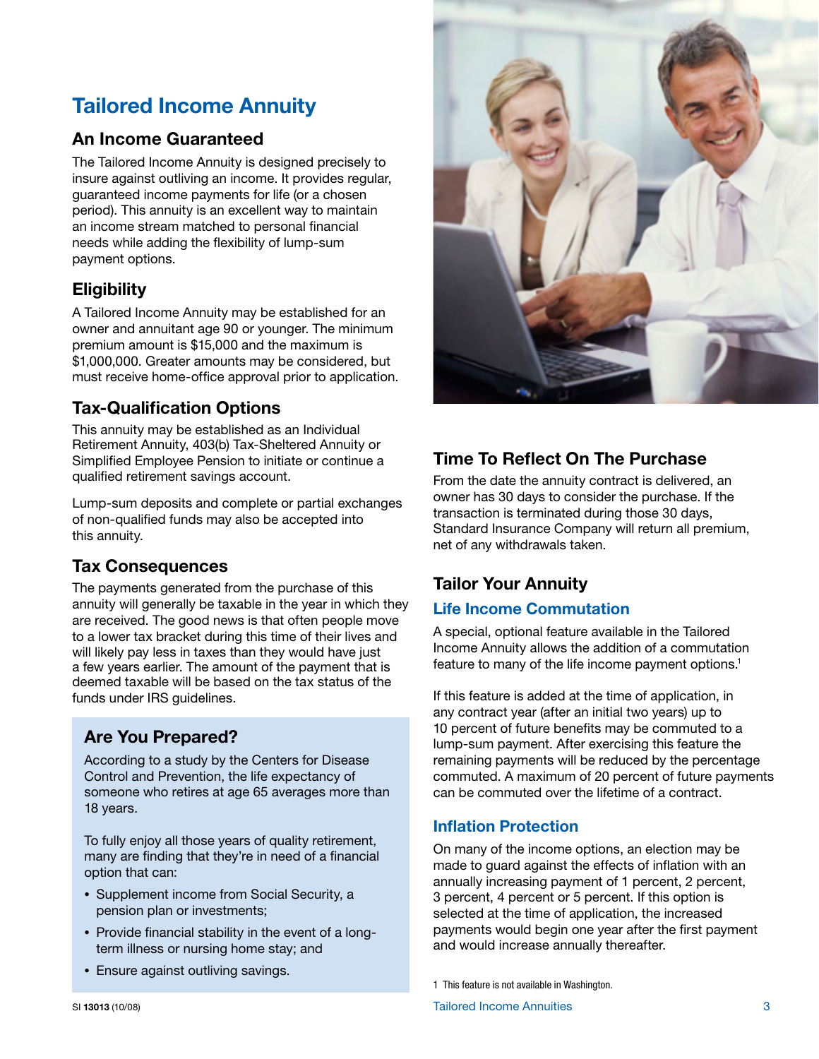# Tailored Income Annuity

## An Income Guaranteed

The Tailored Income Annuity is designed precisely to insure against outliving an income. It provides regular, guaranteed income payments for life (or a chosen period). This annuity is an excellent way to maintain an income stream matched to personal financial needs while adding the flexibility of lump-sum payment options.

## Eligibility

A Tailored Income Annuity may be established for an owner and annuitant age 90 or younger. The minimum premium amount is $15,000 and the maximum is $1,000,000. Greater amounts may be considered, but must receive home-office approval prior to application.

## Tax-Qualification Options

This annuity may be established as an Individual Retirement Annuity, 403(b) Tax-Sheltered Annuity or Simplified Employee Pension to initiate or continue a qualified retirement savings account.

Lump-sum deposits and complete or partial exchanges of non-qualified funds may also be accepted into this annuity.

## Tax Consequences

The payments generated from the purchase of this annuity will generally be taxable in the year in which they are received. The good news is that often people move to a lower tax bracket during this time of their lives and will likely pay less in taxes than they would have just a few years earlier. The amount of the payment that is deemed taxable will be based on the tax status of the funds under IRS guidelines.

## Are You Prepared?

According to a study by the Centers for Disease Control and Prevention, the life expectancy of someone who retires at age 65 averages more than 18 years.

To fully enjoy all those years of quality retirement, many are finding that they're in need of a financial option that can:

- Supplement income from Social Security, a pension plan or investments;
- Provide financial stability in the event of a long-term illness or nursing home stay; and
- Ensure against outliving savings.

## Time To Reflect On The Purchase

From the date the annuity contract is delivered, an owner has 30 days to consider the purchase. If the transaction is terminated during those 30 days, Standard Insurance Company will return all premium, net of any withdrawals taken.

## Tailor Your Annuity

### Life Income Commutation

A special, optional feature available in the Tailored Income Annuity allows the addition of a commutation feature to many of the life income payment options.[1]

If this feature is added at the time of application, in any contract year (after an initial two years) up to 10 percent of future benefits may be commuted to a lump-sum payment. After exercising this feature the remaining payments will be reduced by the percentage commuted. A maximum of 20 percent of future payments can be commuted over the lifetime of a contract.

### Inflation Protection

On many of the income options, an election may be made to guard against the effects of inflation with an annually increasing payment of 1 percent, 2 percent, 3 percent, 4 percent or 5 percent. If this option is selected at the time of application, the increased payments would begin one year after the first payment and would increase annually thereafter.

[1] This feature is not available in Washington.

SI 13013 (10/08)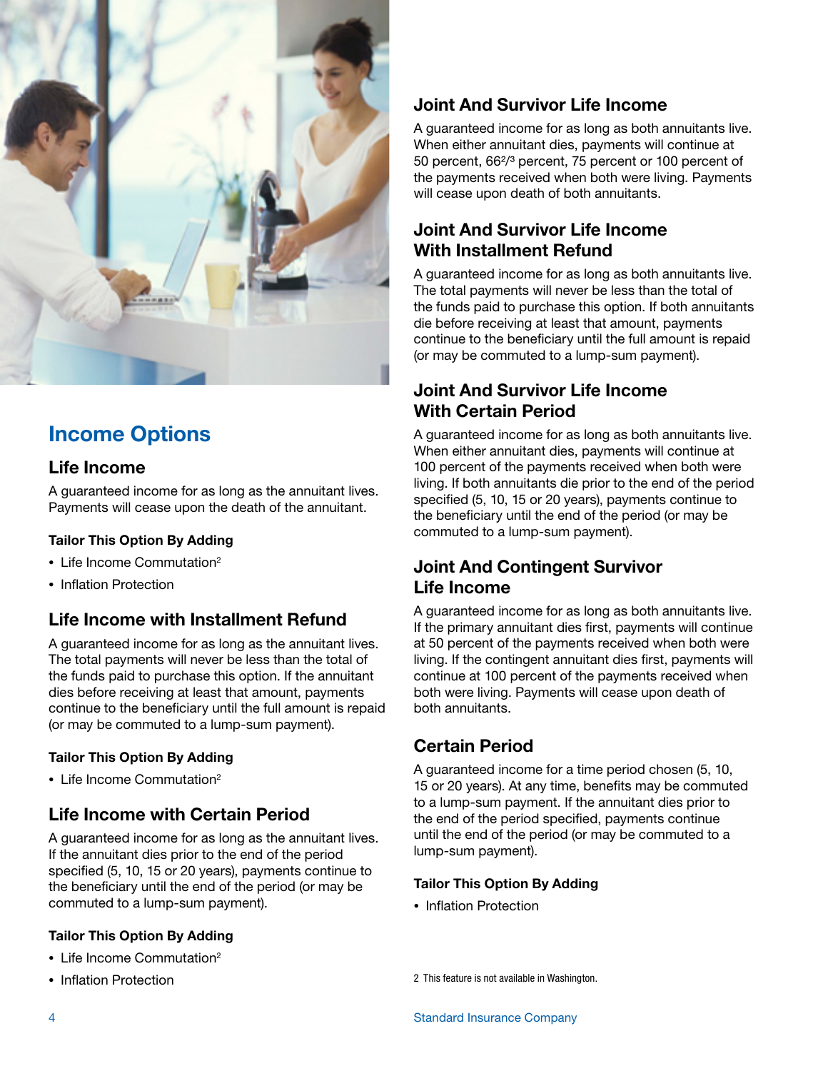## Income Options

### Life Income

A guaranteed income for as long as the annuitant lives. Payments will cease upon the death of the annuitant.

#### Tailor This Option By Adding

- Life Income Commutation[2]
- Inflation Protection

### Life Income with Installment Refund

A guaranteed income for as long as the annuitant lives. The total payments will never be less than the total of the funds paid to purchase this option. If the annuitant dies before receiving at least that amount, payments continue to the beneficiary until the full amount is repaid (or may be commuted to a lump-sum payment).

#### Tailor This Option By Adding

- Life Income Commutation[2]

### Life Income with Certain Period

A guaranteed income for as long as the annuitant lives. If the annuitant dies prior to the end of the period specified (5, 10, 15 or 20 years), payments continue to the beneficiary until the end of the period (or may be commuted to a lump-sum payment).

#### Tailor This Option By Adding

- Life Income Commutation[2]
- Inflation Protection

### Joint And Survivor Life Income

A guaranteed income for as long as both annuitants live. When either annuitant dies, payments will continue at 50 percent, 66²/³ percent, 75 percent or 100 percent of the payments received when both were living. Payments will cease upon death of both annuitants.

### Joint And Survivor Life Income With Installment Refund

A guaranteed income for as long as both annuitants live. The total payments will never be less than the total of the funds paid to purchase this option. If both annuitants die before receiving at least that amount, payments continue to the beneficiary until the full amount is repaid (or may be commuted to a lump-sum payment).

### Joint And Survivor Life Income With Certain Period

A guaranteed income for as long as both annuitants live. When either annuitant dies, payments will continue at 100 percent of the payments received when both were living. If both annuitants die prior to the end of the period specified (5, 10, 15 or 20 years), payments continue to the beneficiary until the end of the period (or may be commuted to a lump-sum payment).

### Joint And Contingent Survivor Life Income

A guaranteed income for as long as both annuitants live. If the primary annuitant dies first, payments will continue at 50 percent of the payments received when both were living. If the contingent annuitant dies first, payments will continue at 100 percent of the payments received when both were living. Payments will cease upon death of both annuitants.

### Certain Period

A guaranteed income for a time period chosen (5, 10, 15 or 20 years). At any time, benefits may be commuted to a lump-sum payment. If the annuitant dies prior to the end of the period specified, payments continue until the end of the period (or may be commuted to a lump-sum payment).

#### Tailor This Option By Adding

- Inflation Protection

2 This feature is not available in Washington.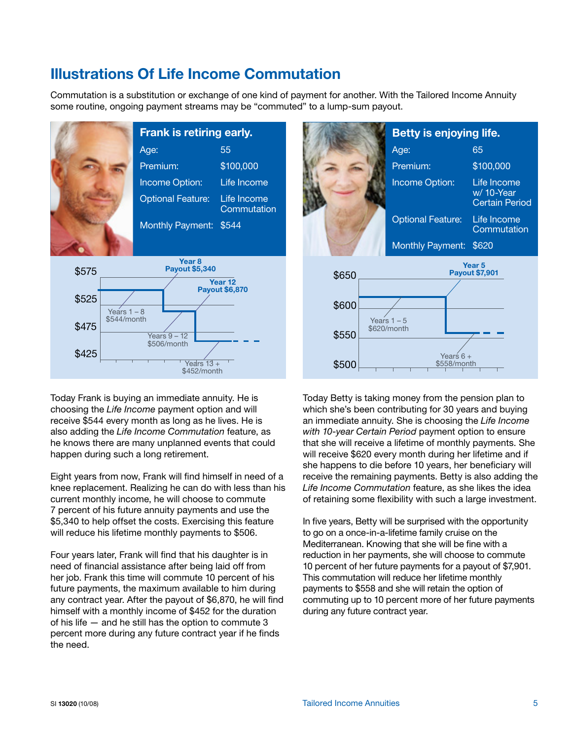## Illustrations Of Life Income Commutation

Commutation is a substitution or exchange of one kind of payment for another. With the Tailored Income Annuity some routine, ongoing payment streams may be "commuted" to a lump-sum payout.

### Frank is retiring early.

| | |
|---|---|
| Age: | 55 |
| Premium: | $100,000 |
| Income Option: | Life Income |
| Optional Feature: | Life Income Commutation |
| Monthly Payment: | $544 |

Year 8 Payout $5,340

Year 12 Payout $6,870

Years 1 – 8 $544/month

Years 9 – 12 $506/month

Years 13 + $452/month

Today Frank is buying an immediate annuity. He is choosing the *Life Income* payment option and will receive $544 every month as long as he lives. He is also adding the *Life Income Commutation* feature, as he knows there are many unplanned events that could happen during such a long retirement.

Eight years from now, Frank will find himself in need of a knee replacement. Realizing he can do with less than his current monthly income, he will choose to commute 7 percent of his future annuity payments and use the $5,340 to help offset the costs. Exercising this feature will reduce his lifetime monthly payments to $506.

Four years later, Frank will find that his daughter is in need of financial assistance after being laid off from her job. Frank this time will commute 10 percent of his future payments, the maximum available to him during any contract year. After the payout of $6,870, he will find himself with a monthly income of $452 for the duration of his life — and he still has the option to commute 3 percent more during any future contract year if he finds the need.

### Betty is enjoying life.

| | |
|---|---|
| Age: | 65 |
| Premium: | $100,000 |
| Income Option: | Life Income w/ 10-Year Certain Period |
| Optional Feature: | Life Income Commutation |
| Monthly Payment: | $620 |

Year 5 Payout $7,901

Years 1 – 5 $620/month

Years 6 + $558/month

Today Betty is taking money from the pension plan to which she's been contributing for 30 years and buying an immediate annuity. She is choosing the *Life Income with 10-year Certain Period* payment option to ensure that she will receive a lifetime of monthly payments. She will receive $620 every month during her lifetime and if she happens to die before 10 years, her beneficiary will receive the remaining payments. Betty is also adding the *Life Income Commutation* feature, as she likes the idea of retaining some flexibility with such a large investment.

In five years, Betty will be surprised with the opportunity to go on a once-in-a-lifetime family cruise on the Mediterranean. Knowing that she will be fine with a reduction in her payments, she will choose to commute 10 percent of her future payments for a payout of $7,901. This commutation will reduce her lifetime monthly payments to $558 and she will retain the option of commuting up to 10 percent more of her future payments during any future contract year.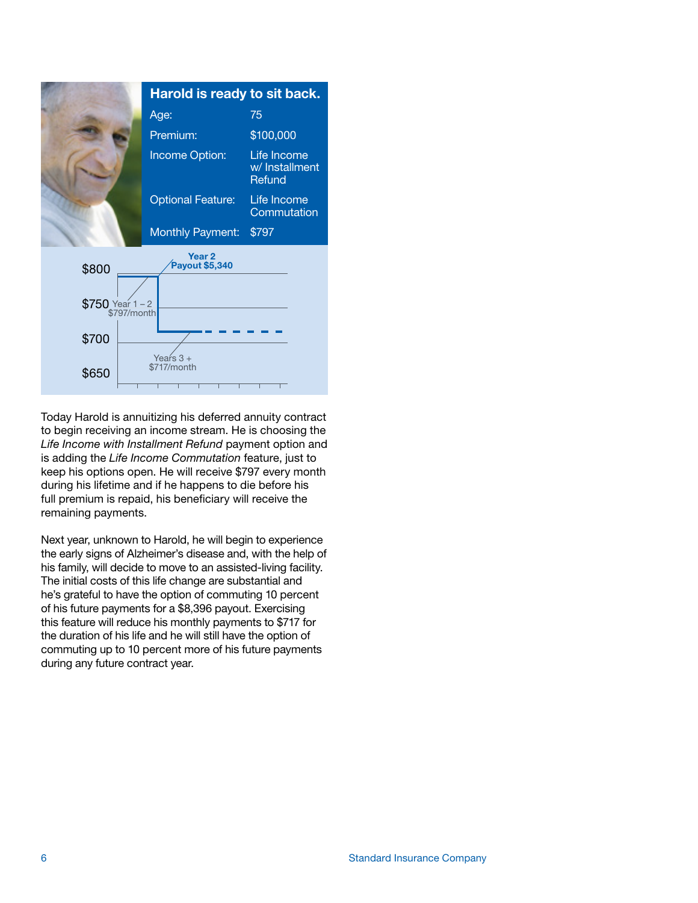## Harold is ready to sit back.

| | |
|---|---|
| Age: | 75 |
| Premium: | $100,000 |
| Income Option: | Life Income w/ Installment Refund |
| Optional Feature: | Life Income Commutation |
| Monthly Payment: | $797 |

$800

$750

$700

$650

Year 2
Payout $5,340

Year 1 – 2
$797/month

Years 3 +
$717/month

Today Harold is annuitizing his deferred annuity contract to begin receiving an income stream. He is choosing the *Life Income with Installment Refund* payment option and is adding the *Life Income Commutation* feature, just to keep his options open. He will receive $797 every month during his lifetime and if he happens to die before his full premium is repaid, his beneficiary will receive the remaining payments.

Next year, unknown to Harold, he will begin to experience the early signs of Alzheimer's disease and, with the help of his family, will decide to move to an assisted-living facility. The initial costs of this life change are substantial and he's grateful to have the option of commuting 10 percent of his future payments for a $8,396 payout. Exercising this feature will reduce his monthly payments to $717 for the duration of his life and he will still have the option of commuting up to 10 percent more of his future payments during any future contract year.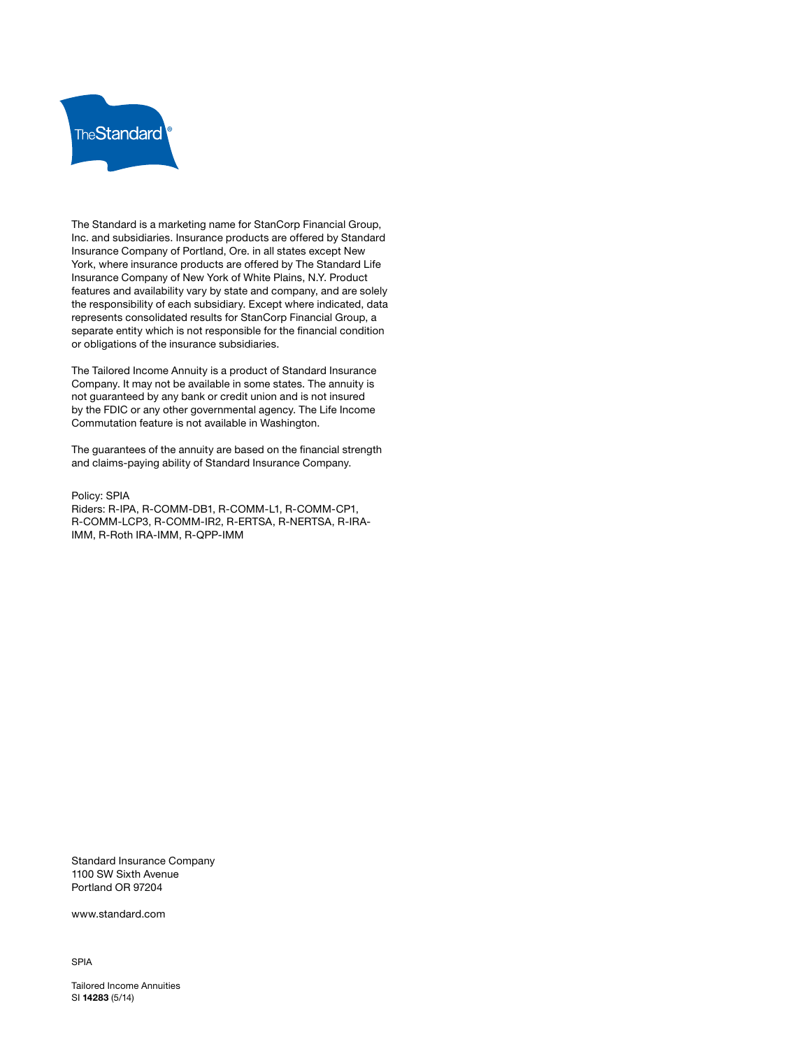The Standard is a marketing name for StanCorp Financial Group, Inc. and subsidiaries. Insurance products are offered by Standard Insurance Company of Portland, Ore. in all states except New York, where insurance products are offered by The Standard Life Insurance Company of New York of White Plains, N.Y. Product features and availability vary by state and company, and are solely the responsibility of each subsidiary. Except where indicated, data represents consolidated results for StanCorp Financial Group, a separate entity which is not responsible for the financial condition or obligations of the insurance subsidiaries.

The Tailored Income Annuity is a product of Standard Insurance Company. It may not be available in some states. The annuity is not guaranteed by any bank or credit union and is not insured by the FDIC or any other governmental agency. The Life Income Commutation feature is not available in Washington.

The guarantees of the annuity are based on the financial strength and claims-paying ability of Standard Insurance Company.

Policy: SPIA
Riders: R-IPA, R-COMM-DB1, R-COMM-L1, R-COMM-CP1, R-COMM-LCP3, R-COMM-IR2, R-ERTSA, R-NERTSA, R-IRA-IMM, R-Roth IRA-IMM, R-QPP-IMM

Standard Insurance Company
1100 SW Sixth Avenue
Portland OR 97204

www.standard.com

SPIA

Tailored Income Annuities
SI **14283** (5/14)